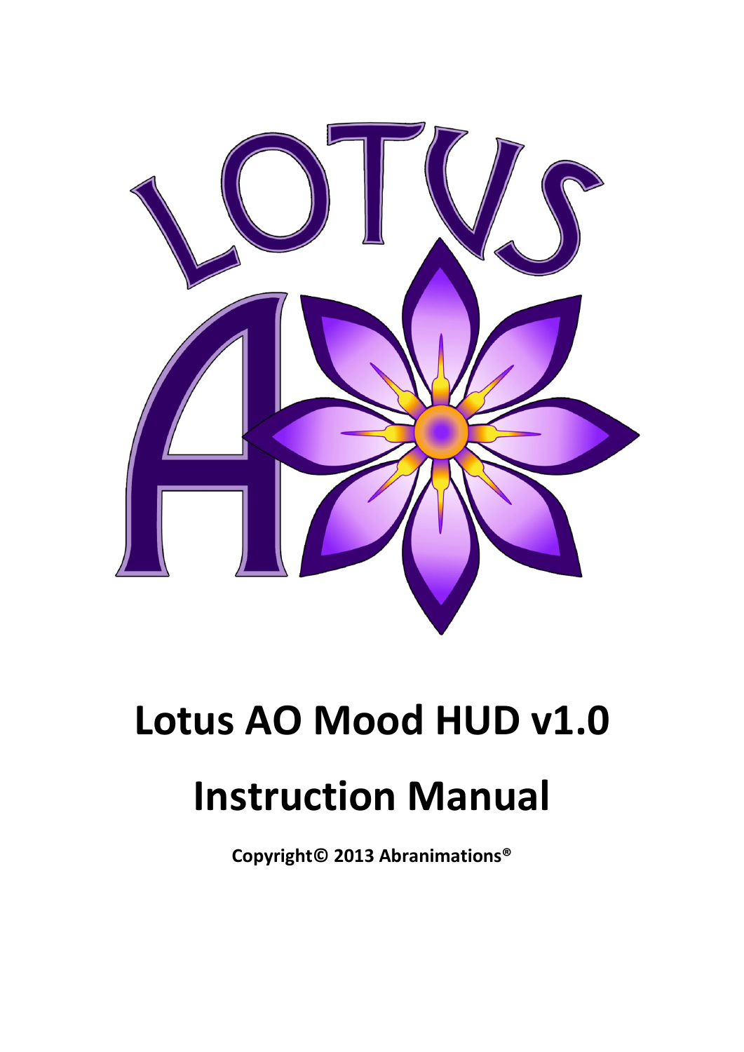# Lotus AO Mood HUD v1.0

# Instruction Manual

**Copyright© 2013 Abranimations®**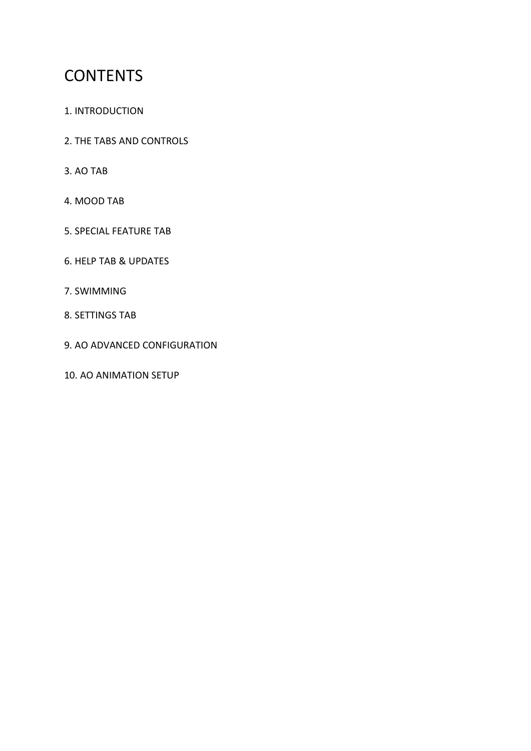# CONTENTS

1. INTRODUCTION

2. THE TABS AND CONTROLS

3. AO TAB

4. MOOD TAB

5. SPECIAL FEATURE TAB

6. HELP TAB & UPDATES

7. SWIMMING

8. SETTINGS TAB

9. AO ADVANCED CONFIGURATION

10. AO ANIMATION SETUP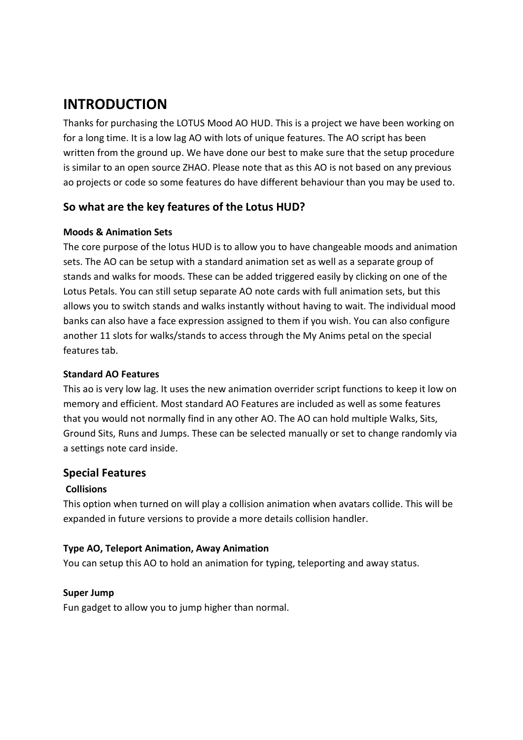# INTRODUCTION

Thanks for purchasing the LOTUS Mood AO HUD. This is a project we have been working on for a long time. It is a low lag AO with lots of unique features. The AO script has been written from the ground up. We have done our best to make sure that the setup procedure is similar to an open source ZHAO. Please note that as this AO is not based on any previous ao projects or code so some features do have different behaviour than you may be used to.

## So what are the key features of the Lotus HUD?

**Moods & Animation Sets**

The core purpose of the lotus HUD is to allow you to have changeable moods and animation sets. The AO can be setup with a standard animation set as well as a separate group of stands and walks for moods. These can be added triggered easily by clicking on one of the Lotus Petals. You can still setup separate AO note cards with full animation sets, but this allows you to switch stands and walks instantly without having to wait. The individual mood banks can also have a face expression assigned to them if you wish. You can also configure another 11 slots for walks/stands to access through the My Anims petal on the special features tab.

**Standard AO Features**

This ao is very low lag. It uses the new animation overrider script functions to keep it low on memory and efficient. Most standard AO Features are included as well as some features that you would not normally find in any other AO. The AO can hold multiple Walks, Sits, Ground Sits, Runs and Jumps. These can be selected manually or set to change randomly via a settings note card inside.

## Special Features

**Collisions**

This option when turned on will play a collision animation when avatars collide. This will be expanded in future versions to provide a more details collision handler.

**Type AO, Teleport Animation, Away Animation**

You can setup this AO to hold an animation for typing, teleporting and away status.

**Super Jump**

Fun gadget to allow you to jump higher than normal.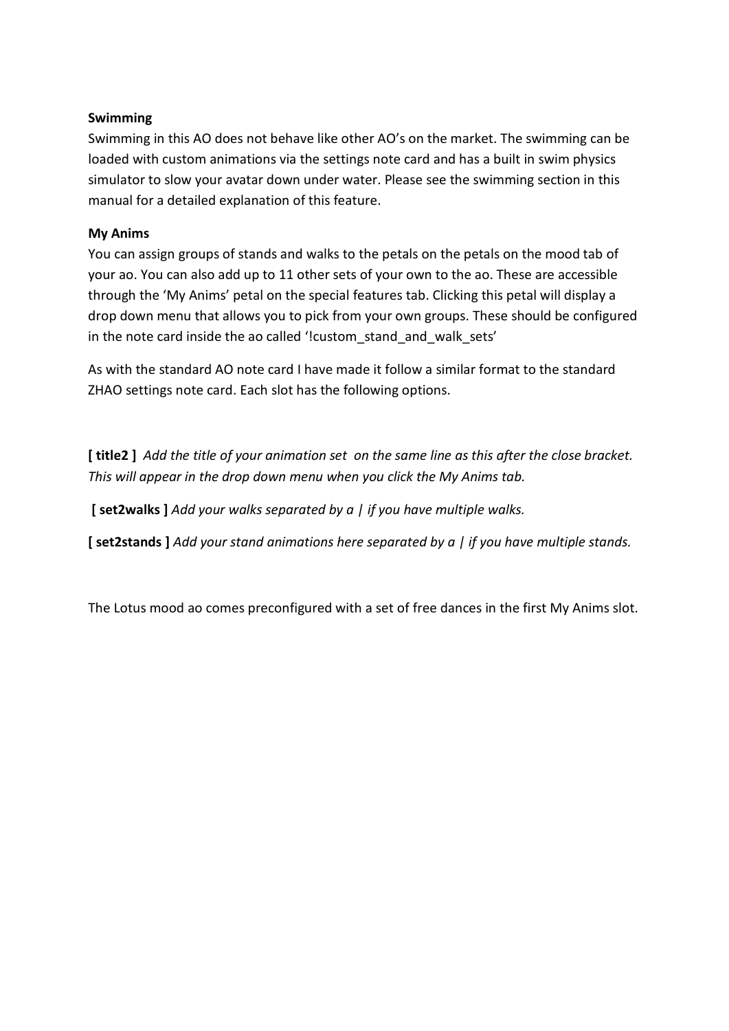**Swimming**

Swimming in this AO does not behave like other AO's on the market. The swimming can be loaded with custom animations via the settings note card and has a built in swim physics simulator to slow your avatar down under water. Please see the swimming section in this manual for a detailed explanation of this feature.

**My Anims**

You can assign groups of stands and walks to the petals on the petals on the mood tab of your ao. You can also add up to 11 other sets of your own to the ao. These are accessible through the 'My Anims' petal on the special features tab. Clicking this petal will display a drop down menu that allows you to pick from your own groups. These should be configured in the note card inside the ao called '!custom_stand_and_walk_sets'

As with the standard AO note card I have made it follow a similar format to the standard ZHAO settings note card. Each slot has the following options.

**[ title2 ]** *Add the title of your animation set on the same line as this after the close bracket. This will appear in the drop down menu when you click the My Anims tab.*

**[ set2walks ]** *Add your walks separated by a | if you have multiple walks.*

**[ set2stands ]** *Add your stand animations here separated by a | if you have multiple stands.*

The Lotus mood ao comes preconfigured with a set of free dances in the first My Anims slot.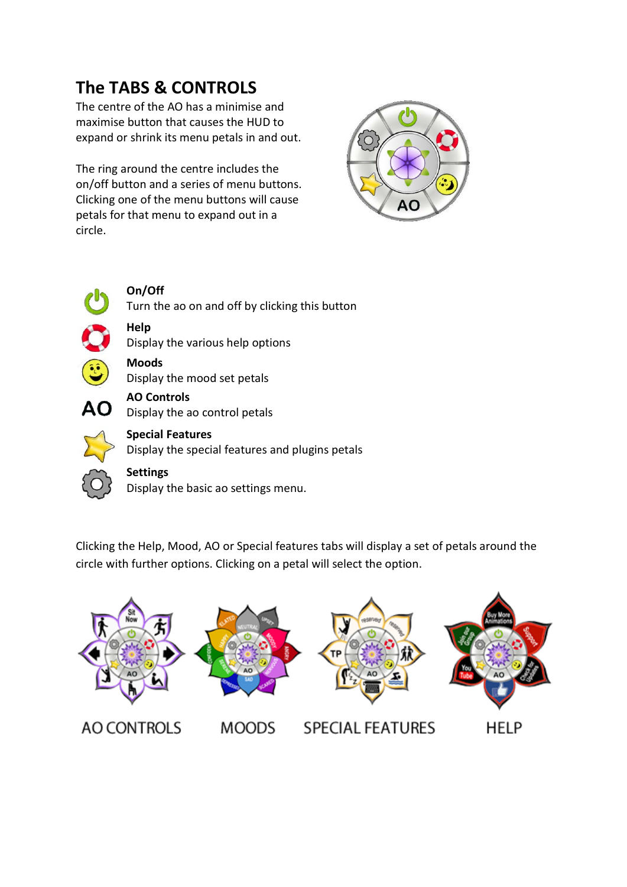## The TABS & CONTROLS

The centre of the AO has a minimise and maximise button that causes the HUD to expand or shrink its menu petals in and out.

The ring around the centre includes the on/off button and a series of menu buttons. Clicking one of the menu buttons will cause petals for that menu to expand out in a circle.

**On/Off**
Turn the ao on and off by clicking this button

**Help**
Display the various help options

**Moods**
Display the mood set petals

**AO Controls**
Display the ao control petals

**Special Features**
Display the special features and plugins petals

**Settings**
Display the basic ao settings menu.

Clicking the Help, Mood, AO or Special features tabs will display a set of petals around the circle with further options. Clicking on a petal will select the option.

AO CONTROLS MOODS SPECIAL FEATURES HELP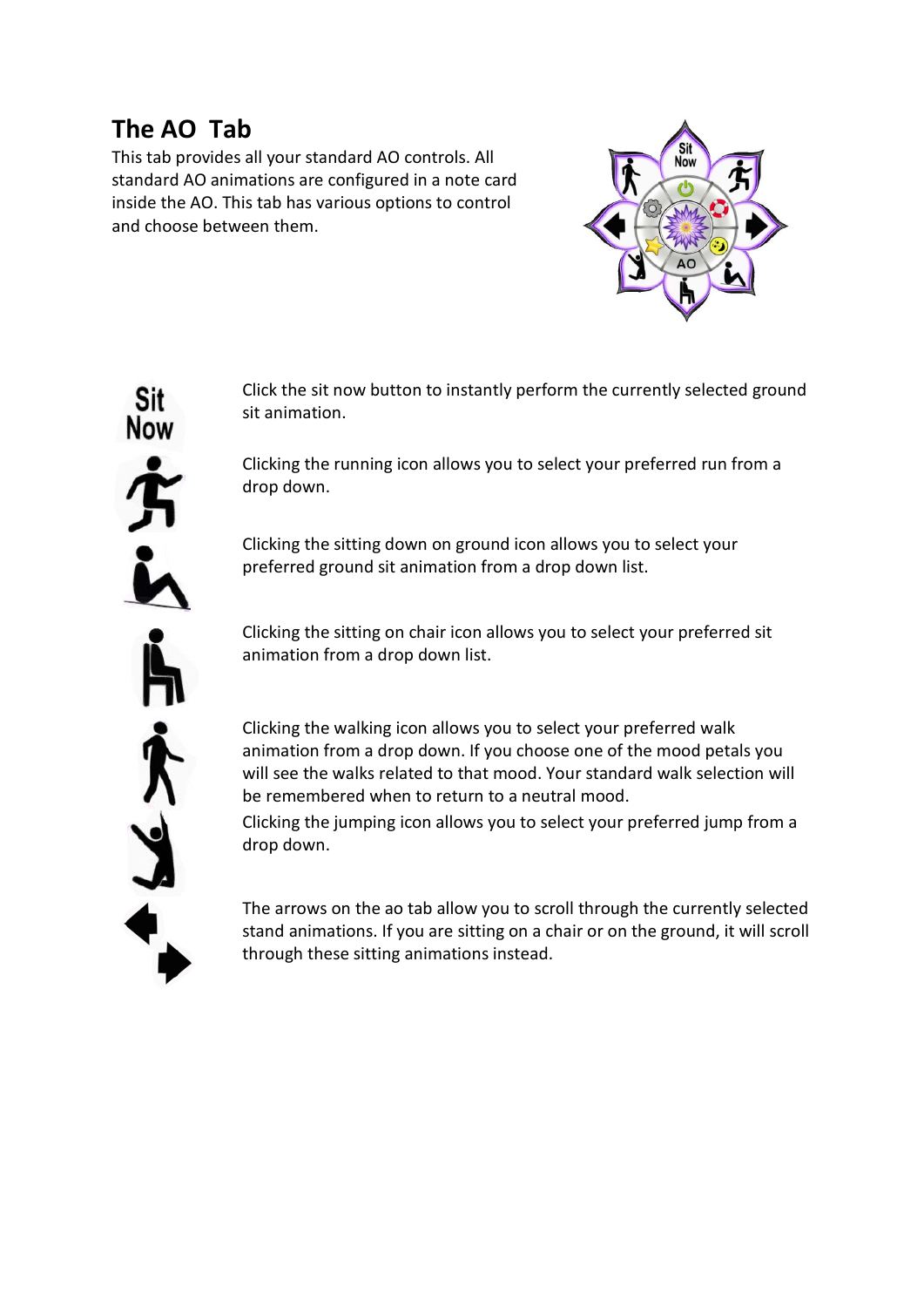## The AO  Tab

This tab provides all your standard AO controls. All standard AO animations are configured in a note card inside the AO. This tab has various options to control and choose between them.

Click the sit now button to instantly perform the currently selected ground sit animation.

Clicking the running icon allows you to select your preferred run from a drop down.

Clicking the sitting down on ground icon allows you to select your preferred ground sit animation from a drop down list.

Clicking the sitting on chair icon allows you to select your preferred sit animation from a drop down list.

Clicking the walking icon allows you to select your preferred walk animation from a drop down. If you choose one of the mood petals you will see the walks related to that mood. Your standard walk selection will be remembered when to return to a neutral mood.

Clicking the jumping icon allows you to select your preferred jump from a drop down.

The arrows on the ao tab allow you to scroll through the currently selected stand animations. If you are sitting on a chair or on the ground, it will scroll through these sitting animations instead.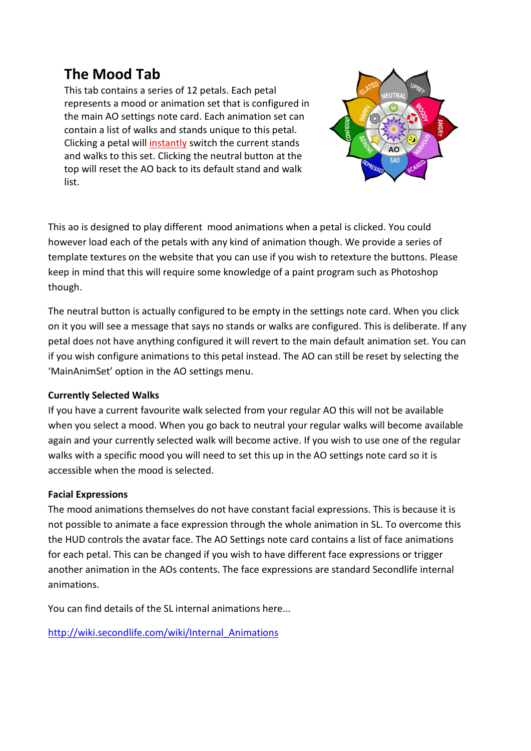# The Mood Tab

This tab contains a series of 12 petals. Each petal represents a mood or animation set that is configured in the main AO settings note card. Each animation set can contain a list of walks and stands unique to this petal. Clicking a petal will instantly switch the current stands and walks to this set. Clicking the neutral button at the top will reset the AO back to its default stand and walk list.

This ao is designed to play different mood animations when a petal is clicked. You could however load each of the petals with any kind of animation though. We provide a series of template textures on the website that you can use if you wish to retexture the buttons. Please keep in mind that this will require some knowledge of a paint program such as Photoshop though.

The neutral button is actually configured to be empty in the settings note card. When you click on it you will see a message that says no stands or walks are configured. This is deliberate. If any petal does not have anything configured it will revert to the main default animation set. You can if you wish configure animations to this petal instead. The AO can still be reset by selecting the 'MainAnimSet' option in the AO settings menu.

**Currently Selected Walks**

If you have a current favourite walk selected from your regular AO this will not be available when you select a mood. When you go back to neutral your regular walks will become available again and your currently selected walk will become active. If you wish to use one of the regular walks with a specific mood you will need to set this up in the AO settings note card so it is accessible when the mood is selected.

**Facial Expressions**

The mood animations themselves do not have constant facial expressions. This is because it is not possible to animate a face expression through the whole animation in SL. To overcome this the HUD controls the avatar face. The AO Settings note card contains a list of face animations for each petal. This can be changed if you wish to have different face expressions or trigger another animation in the AOs contents. The face expressions are standard Secondlife internal animations.

You can find details of the SL internal animations here...

http://wiki.secondlife.com/wiki/Internal_Animations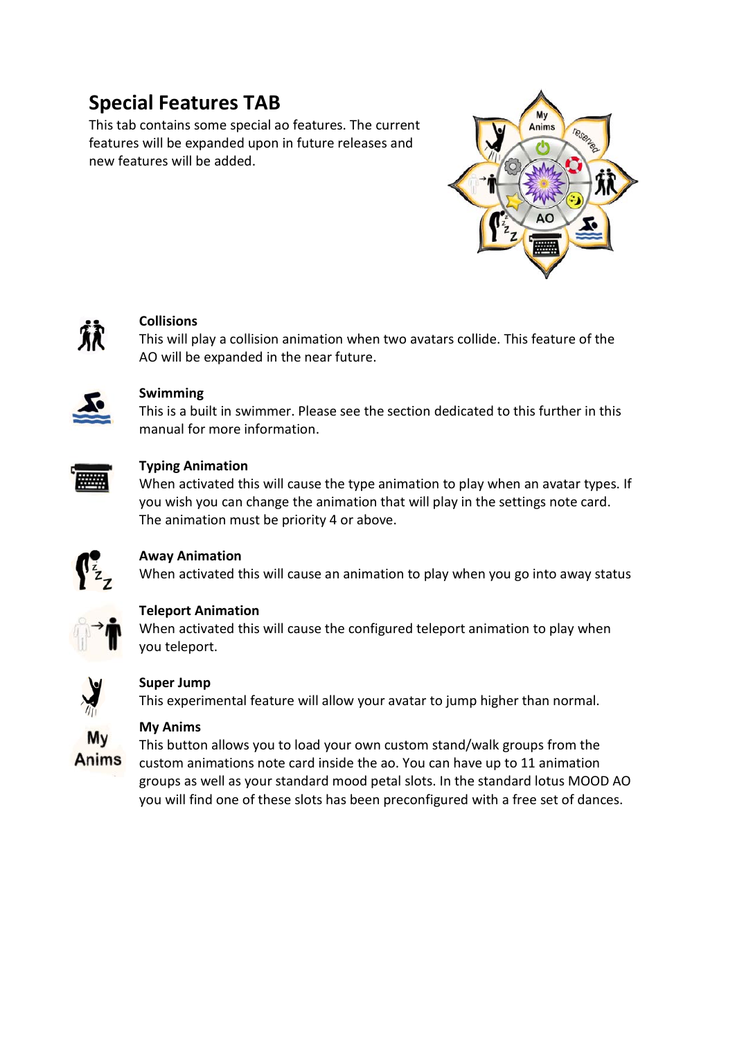# Special Features TAB

This tab contains some special ao features. The current features will be expanded upon in future releases and new features will be added.

### Collisions

This will play a collision animation when two avatars collide. This feature of the AO will be expanded in the near future.

### Swimming

This is a built in swimmer. Please see the section dedicated to this further in this manual for more information.

### Typing Animation

When activated this will cause the type animation to play when an avatar types. If you wish you can change the animation that will play in the settings note card. The animation must be priority 4 or above.

### Away Animation

When activated this will cause an animation to play when you go into away status

### Teleport Animation

When activated this will cause the configured teleport animation to play when you teleport.

### Super Jump

This experimental feature will allow your avatar to jump higher than normal.

### My Anims

This button allows you to load your own custom stand/walk groups from the custom animations note card inside the ao. You can have up to 11 animation groups as well as your standard mood petal slots. In the standard lotus MOOD AO you will find one of these slots has been preconfigured with a free set of dances.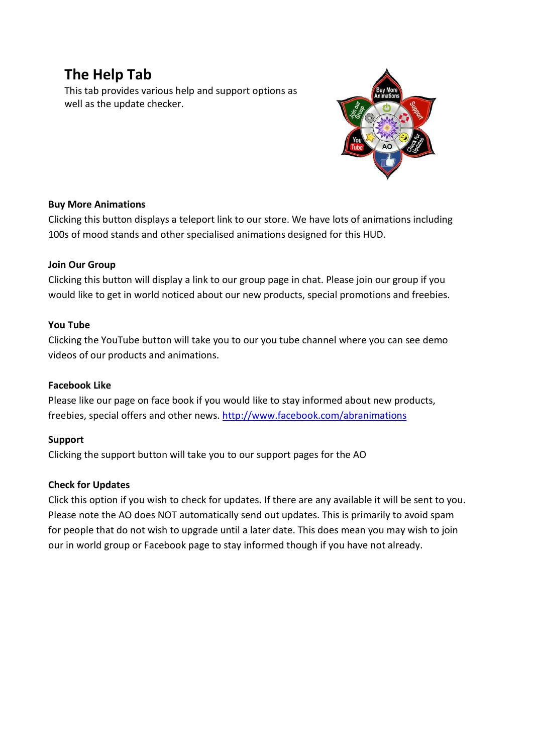# The Help Tab

This tab provides various help and support options as well as the update checker.

**Buy More Animations**

Clicking this button displays a teleport link to our store. We have lots of animations including 100s of mood stands and other specialised animations designed for this HUD.

**Join Our Group**

Clicking this button will display a link to our group page in chat. Please join our group if you would like to get in world noticed about our new products, special promotions and freebies.

**You Tube**

Clicking the YouTube button will take you to our you tube channel where you can see demo videos of our products and animations.

**Facebook Like**

Please like our page on face book if you would like to stay informed about new products, freebies, special offers and other news. http://www.facebook.com/abranimations

**Support**

Clicking the support button will take you to our support pages for the AO

**Check for Updates**

Click this option if you wish to check for updates. If there are any available it will be sent to you. Please note the AO does NOT automatically send out updates. This is primarily to avoid spam for people that do not wish to upgrade until a later date. This does mean you may wish to join our in world group or Facebook page to stay informed though if you have not already.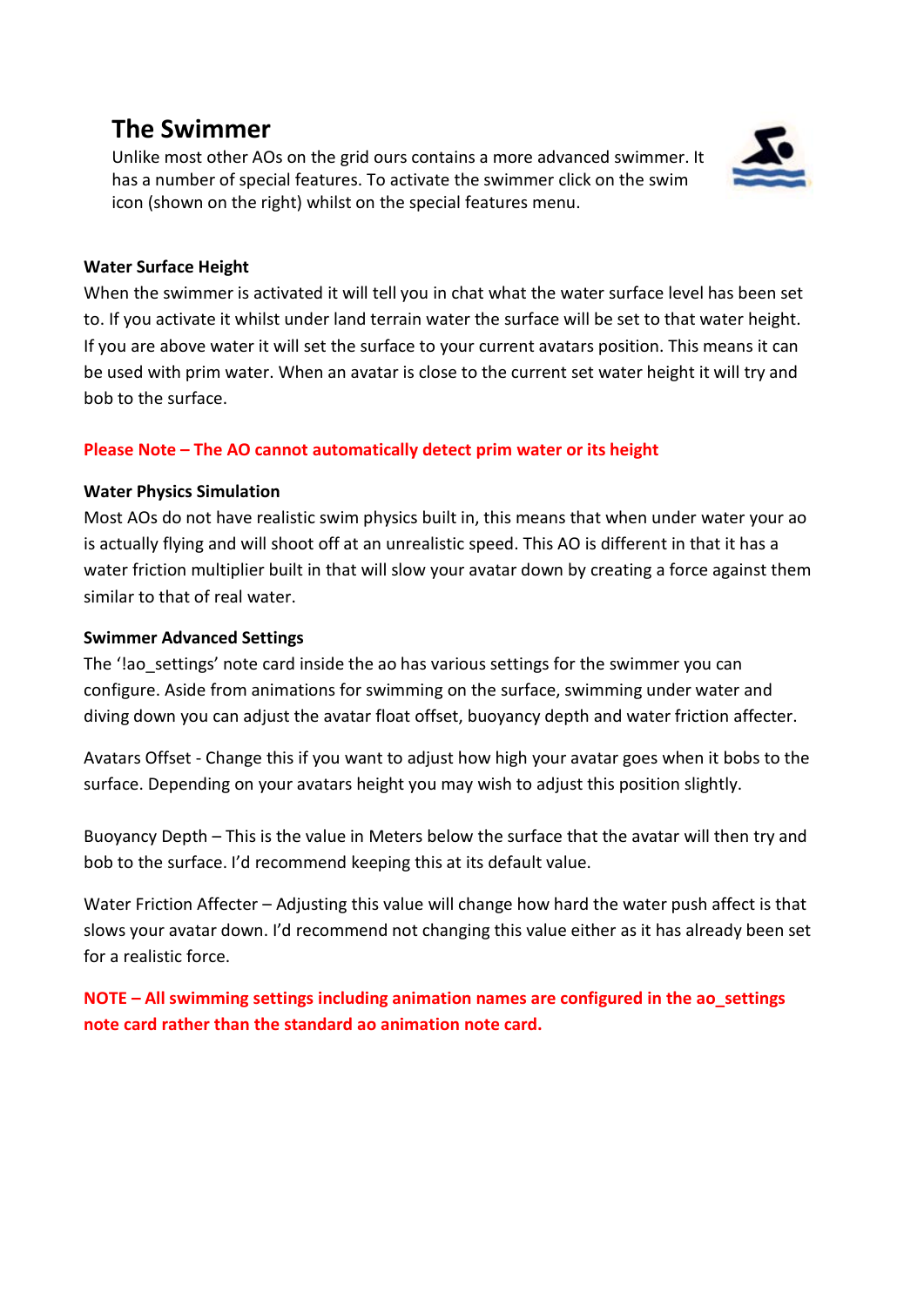# The Swimmer

Unlike most other AOs on the grid ours contains a more advanced swimmer. It has a number of special features. To activate the swimmer click on the swim icon (shown on the right) whilst on the special features menu.

**Water Surface Height**

When the swimmer is activated it will tell you in chat what the water surface level has been set to. If you activate it whilst under land terrain water the surface will be set to that water height. If you are above water it will set the surface to your current avatars position. This means it can be used with prim water. When an avatar is close to the current set water height it will try and bob to the surface.

**Please Note – The AO cannot automatically detect prim water or its height**

**Water Physics Simulation**

Most AOs do not have realistic swim physics built in, this means that when under water your ao is actually flying and will shoot off at an unrealistic speed. This AO is different in that it has a water friction multiplier built in that will slow your avatar down by creating a force against them similar to that of real water.

**Swimmer Advanced Settings**

The '!ao_settings' note card inside the ao has various settings for the swimmer you can configure. Aside from animations for swimming on the surface, swimming under water and diving down you can adjust the avatar float offset, buoyancy depth and water friction affecter.

Avatars Offset - Change this if you want to adjust how high your avatar goes when it bobs to the surface. Depending on your avatars height you may wish to adjust this position slightly.

Buoyancy Depth – This is the value in Meters below the surface that the avatar will then try and bob to the surface. I'd recommend keeping this at its default value.

Water Friction Affecter – Adjusting this value will change how hard the water push affect is that slows your avatar down. I'd recommend not changing this value either as it has already been set for a realistic force.

**NOTE – All swimming settings including animation names are configured in the ao_settings note card rather than the standard ao animation note card.**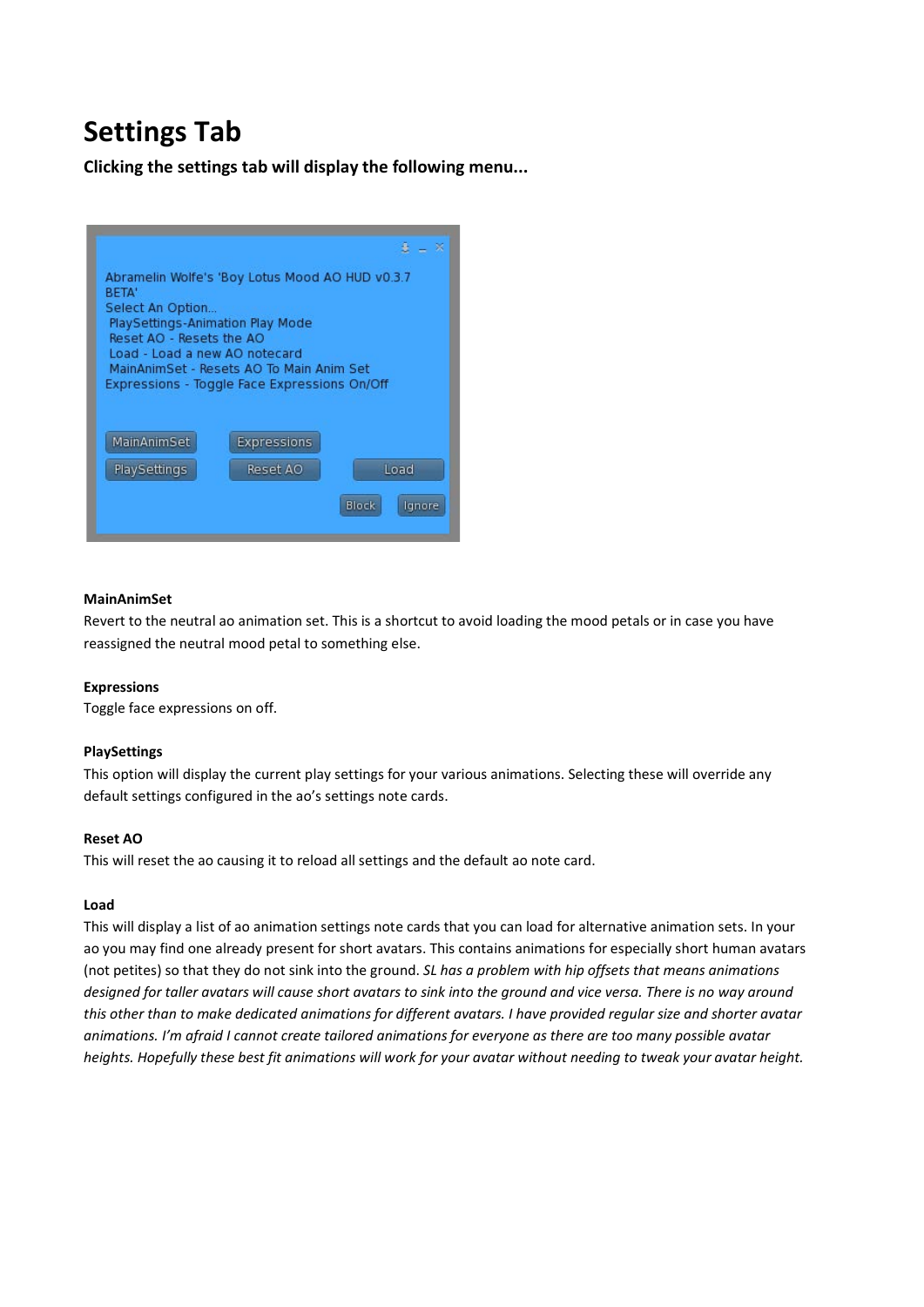# Settings Tab

**Clicking the settings tab will display the following menu...**

**MainAnimSet**

Revert to the neutral ao animation set. This is a shortcut to avoid loading the mood petals or in case you have reassigned the neutral mood petal to something else.

**Expressions**

Toggle face expressions on off.

**PlaySettings**

This option will display the current play settings for your various animations. Selecting these will override any default settings configured in the ao's settings note cards.

**Reset AO**

This will reset the ao causing it to reload all settings and the default ao note card.

**Load**

This will display a list of ao animation settings note cards that you can load for alternative animation sets. In your ao you may find one already present for short avatars. This contains animations for especially short human avatars (not petites) so that they do not sink into the ground. *SL has a problem with hip offsets that means animations designed for taller avatars will cause short avatars to sink into the ground and vice versa. There is no way around this other than to make dedicated animations for different avatars. I have provided regular size and shorter avatar animations. I'm afraid I cannot create tailored animations for everyone as there are too many possible avatar heights. Hopefully these best fit animations will work for your avatar without needing to tweak your avatar height.*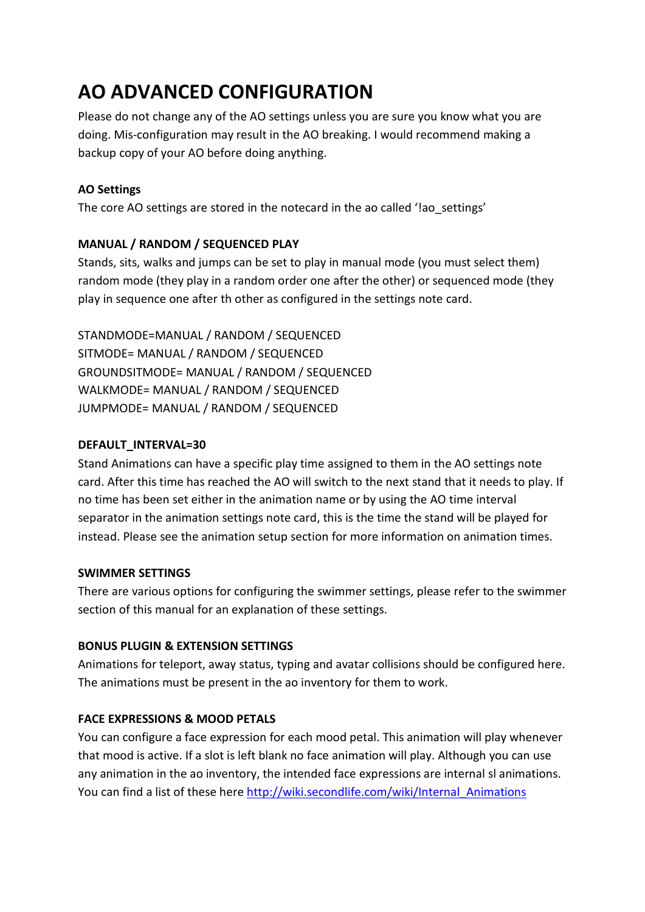# AO ADVANCED CONFIGURATION

Please do not change any of the AO settings unless you are sure you know what you are doing. Mis-configuration may result in the AO breaking. I would recommend making a backup copy of your AO before doing anything.

**AO Settings**

The core AO settings are stored in the notecard in the ao called '!ao_settings'

**MANUAL / RANDOM / SEQUENCED PLAY**

Stands, sits, walks and jumps can be set to play in manual mode (you must select them) random mode (they play in a random order one after the other) or sequenced mode (they play in sequence one after th other as configured in the settings note card.

STANDMODE=MANUAL / RANDOM / SEQUENCED
SITMODE= MANUAL / RANDOM / SEQUENCED
GROUNDSITMODE= MANUAL / RANDOM / SEQUENCED
WALKMODE= MANUAL / RANDOM / SEQUENCED
JUMPMODE= MANUAL / RANDOM / SEQUENCED

**DEFAULT_INTERVAL=30**

Stand Animations can have a specific play time assigned to them in the AO settings note card. After this time has reached the AO will switch to the next stand that it needs to play. If no time has been set either in the animation name or by using the AO time interval separator in the animation settings note card, this is the time the stand will be played for instead. Please see the animation setup section for more information on animation times.

**SWIMMER SETTINGS**

There are various options for configuring the swimmer settings, please refer to the swimmer section of this manual for an explanation of these settings.

**BONUS PLUGIN & EXTENSION SETTINGS**

Animations for teleport, away status, typing and avatar collisions should be configured here. The animations must be present in the ao inventory for them to work.

**FACE EXPRESSIONS & MOOD PETALS**

You can configure a face expression for each mood petal. This animation will play whenever that mood is active. If a slot is left blank no face animation will play. Although you can use any animation in the ao inventory, the intended face expressions are internal sl animations. You can find a list of these here [http://wiki.secondlife.com/wiki/Internal_Animations](http://wiki.secondlife.com/wiki/Internal_Animations)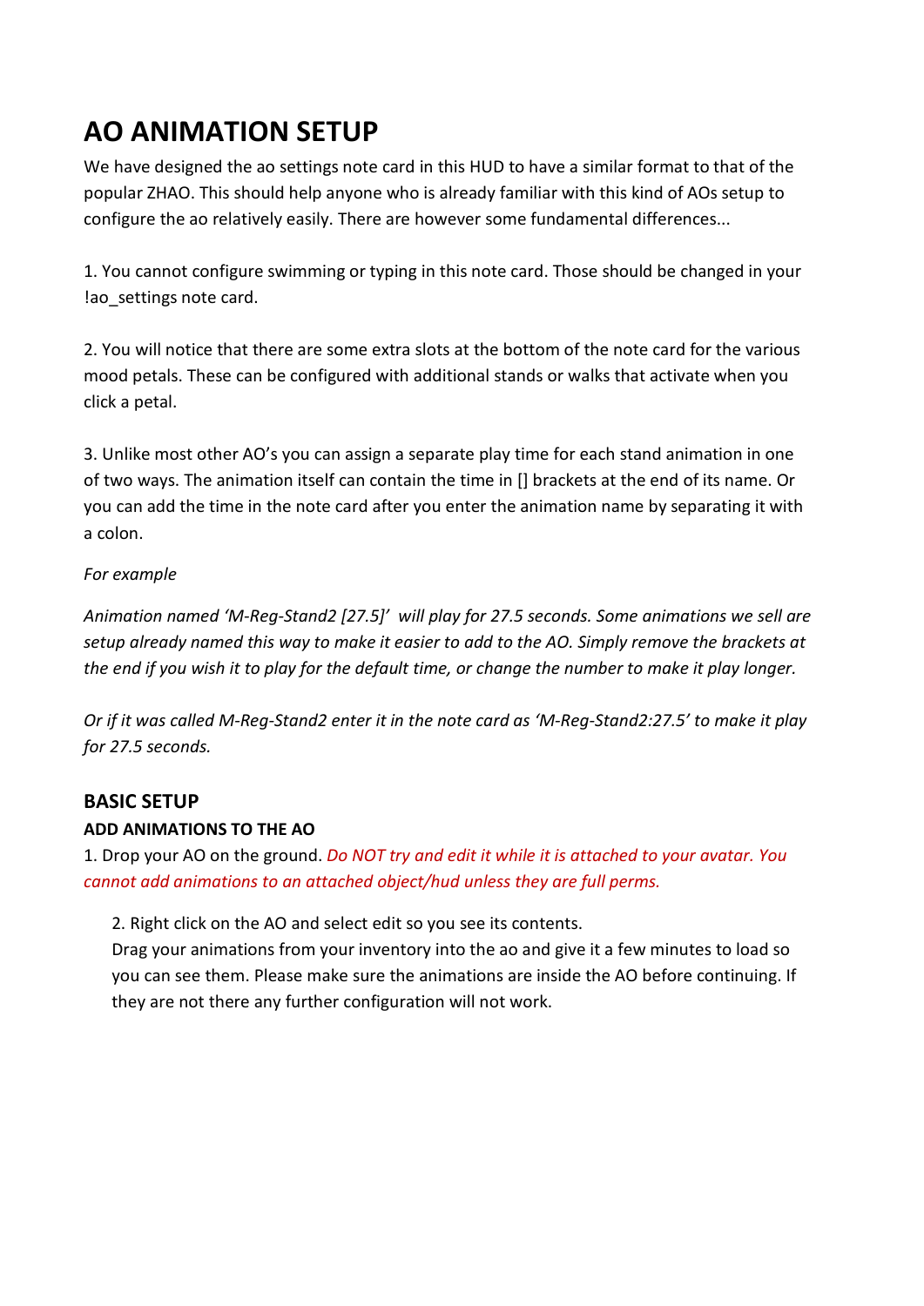# AO ANIMATION SETUP

We have designed the ao settings note card in this HUD to have a similar format to that of the popular ZHAO. This should help anyone who is already familiar with this kind of AOs setup to configure the ao relatively easily. There are however some fundamental differences...

1. You cannot configure swimming or typing in this note card. Those should be changed in your !ao_settings note card.

2. You will notice that there are some extra slots at the bottom of the note card for the various mood petals. These can be configured with additional stands or walks that activate when you click a petal.

3. Unlike most other AO's you can assign a separate play time for each stand animation in one of two ways. The animation itself can contain the time in [] brackets at the end of its name. Or you can add the time in the note card after you enter the animation name by separating it with a colon.

*For example*

*Animation named 'M-Reg-Stand2 [27.5]' will play for 27.5 seconds. Some animations we sell are setup already named this way to make it easier to add to the AO. Simply remove the brackets at the end if you wish it to play for the default time, or change the number to make it play longer.*

*Or if it was called M-Reg-Stand2 enter it in the note card as 'M-Reg-Stand2:27.5' to make it play for 27.5 seconds.*

### BASIC SETUP

#### ADD ANIMATIONS TO THE AO

1. Drop your AO on the ground. *Do NOT try and edit it while it is attached to your avatar. You cannot add animations to an attached object/hud unless they are full perms.*

2. Right click on the AO and select edit so you see its contents.
Drag your animations from your inventory into the ao and give it a few minutes to load so you can see them. Please make sure the animations are inside the AO before continuing. If they are not there any further configuration will not work.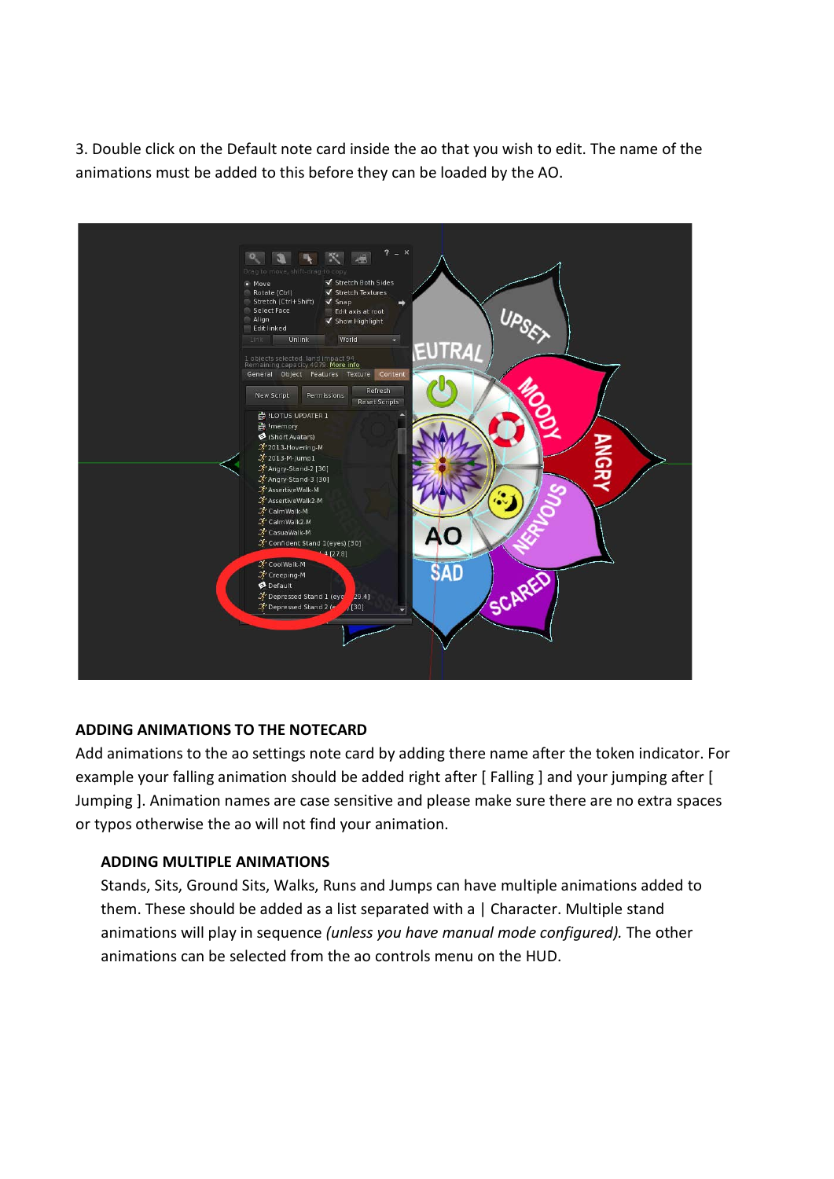3. Double click on the Default note card inside the ao that you wish to edit. The name of the animations must be added to this before they can be loaded by the AO.

**ADDING ANIMATIONS TO THE NOTECARD**

Add animations to the ao settings note card by adding there name after the token indicator. For example your falling animation should be added right after [ Falling ] and your jumping after [ Jumping ]. Animation names are case sensitive and please make sure there are no extra spaces or typos otherwise the ao will not find your animation.

**ADDING MULTIPLE ANIMATIONS**

Stands, Sits, Ground Sits, Walks, Runs and Jumps can have multiple animations added to them. These should be added as a list separated with a | Character. Multiple stand animations will play in sequence *(unless you have manual mode configured).* The other animations can be selected from the ao controls menu on the HUD.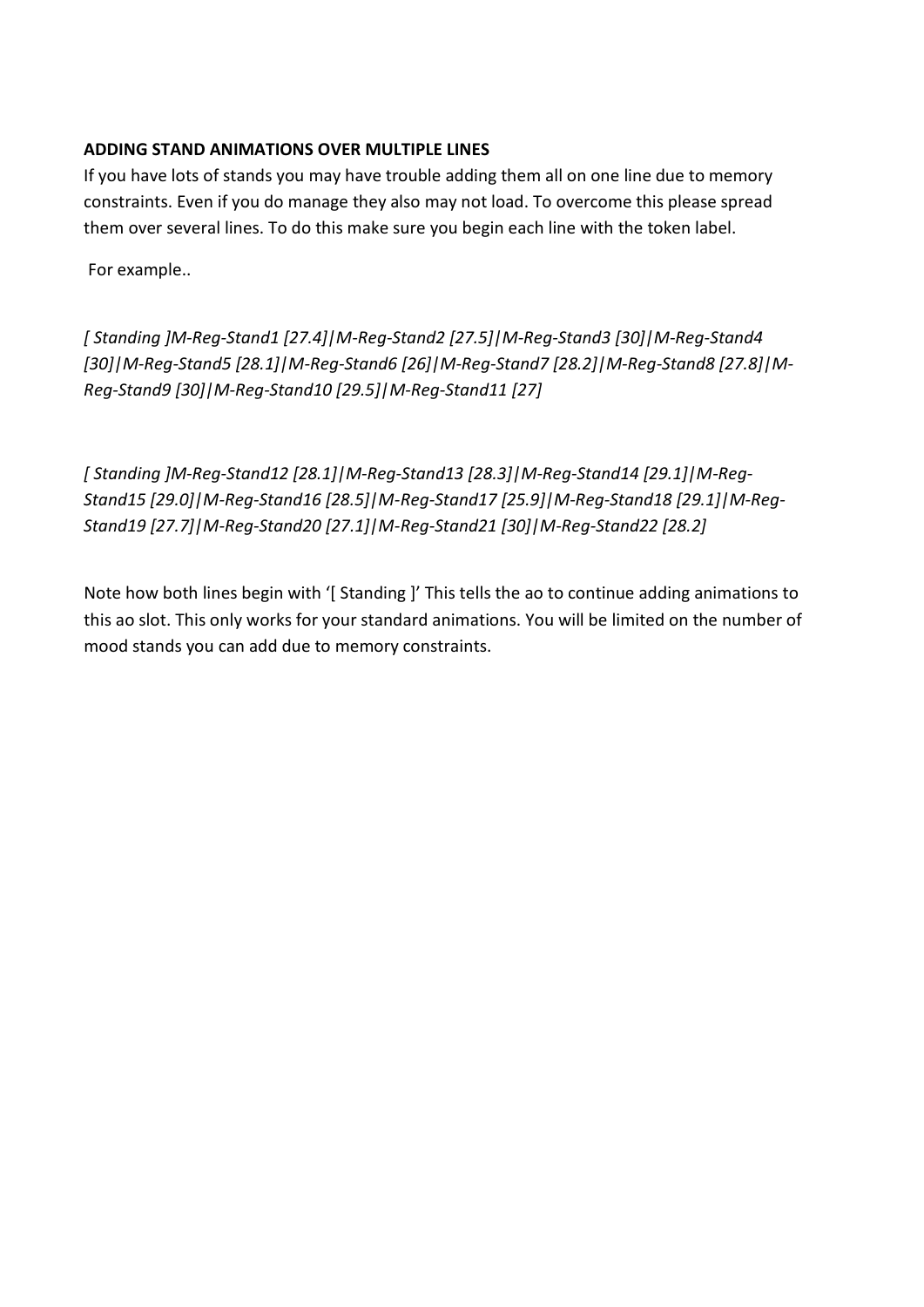**ADDING STAND ANIMATIONS OVER MULTIPLE LINES**

If you have lots of stands you may have trouble adding them all on one line due to memory constraints. Even if you do manage they also may not load. To overcome this please spread them over several lines. To do this make sure you begin each line with the token label.

For example..

*[ Standing ]M-Reg-Stand1 [27.4]|M-Reg-Stand2 [27.5]|M-Reg-Stand3 [30]|M-Reg-Stand4 [30]|M-Reg-Stand5 [28.1]|M-Reg-Stand6 [26]|M-Reg-Stand7 [28.2]|M-Reg-Stand8 [27.8]|M-Reg-Stand9 [30]|M-Reg-Stand10 [29.5]|M-Reg-Stand11 [27]*

*[ Standing ]M-Reg-Stand12 [28.1]|M-Reg-Stand13 [28.3]|M-Reg-Stand14 [29.1]|M-Reg-Stand15 [29.0]|M-Reg-Stand16 [28.5]|M-Reg-Stand17 [25.9]|M-Reg-Stand18 [29.1]|M-Reg-Stand19 [27.7]|M-Reg-Stand20 [27.1]|M-Reg-Stand21 [30]|M-Reg-Stand22 [28.2]*

Note how both lines begin with '[ Standing ]' This tells the ao to continue adding animations to this ao slot. This only works for your standard animations. You will be limited on the number of mood stands you can add due to memory constraints.